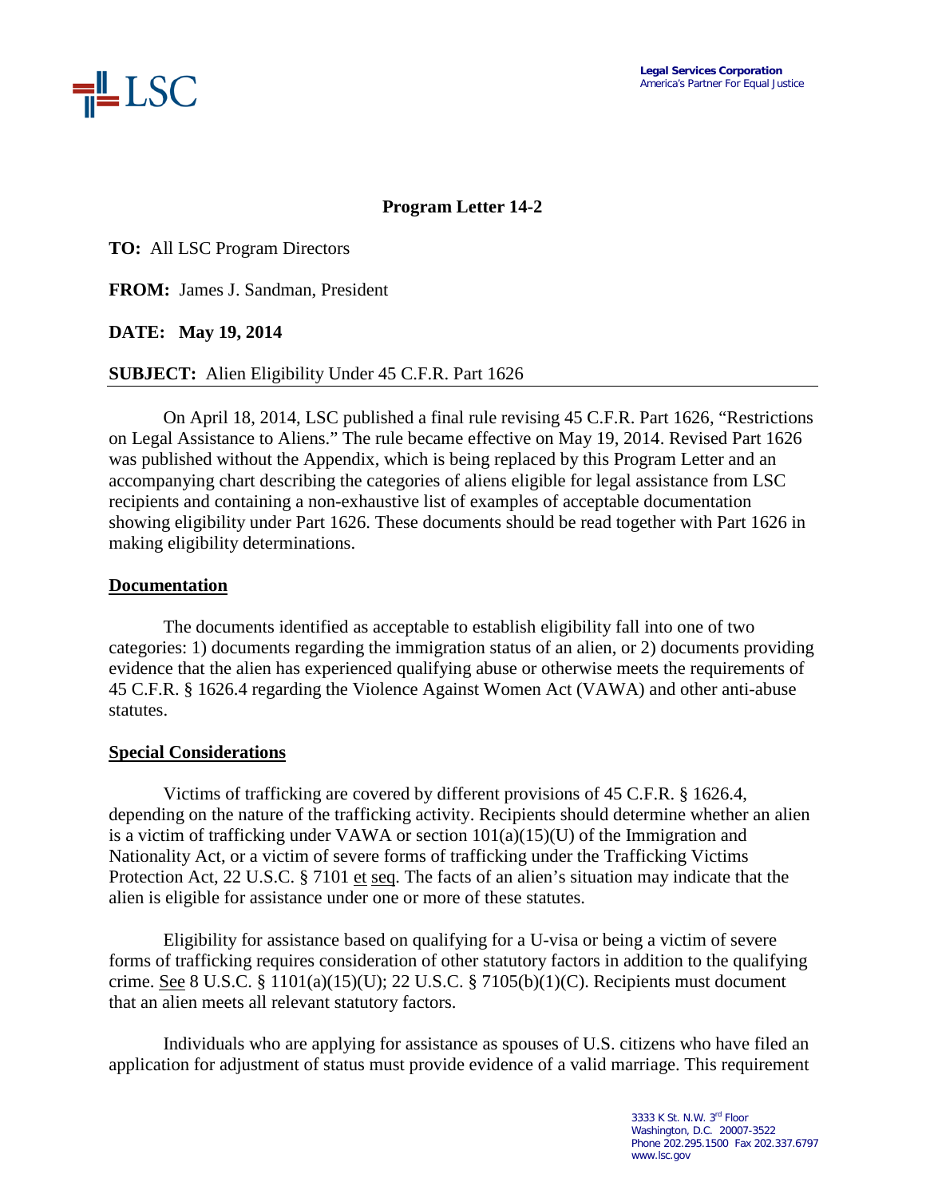**Legal Services Corporation**
America's Partner For Equal Justice

## Program Letter 14-2

**TO:** All LSC Program Directors

**FROM:** James J. Sandman, President

**DATE: May 19, 2014**

**SUBJECT:** Alien Eligibility Under 45 C.F.R. Part 1626

On April 18, 2014, LSC published a final rule revising 45 C.F.R. Part 1626, "Restrictions on Legal Assistance to Aliens." The rule became effective on May 19, 2014. Revised Part 1626 was published without the Appendix, which is being replaced by this Program Letter and an accompanying chart describing the categories of aliens eligible for legal assistance from LSC recipients and containing a non-exhaustive list of examples of acceptable documentation showing eligibility under Part 1626. These documents should be read together with Part 1626 in making eligibility determinations.

### Documentation

The documents identified as acceptable to establish eligibility fall into one of two categories: 1) documents regarding the immigration status of an alien, or 2) documents providing evidence that the alien has experienced qualifying abuse or otherwise meets the requirements of 45 C.F.R. § 1626.4 regarding the Violence Against Women Act (VAWA) and other anti-abuse statutes.

### Special Considerations

Victims of trafficking are covered by different provisions of 45 C.F.R. § 1626.4, depending on the nature of the trafficking activity. Recipients should determine whether an alien is a victim of trafficking under VAWA or section 101(a)(15)(U) of the Immigration and Nationality Act, or a victim of severe forms of trafficking under the Trafficking Victims Protection Act, 22 U.S.C. § 7101 et seq. The facts of an alien's situation may indicate that the alien is eligible for assistance under one or more of these statutes.

Eligibility for assistance based on qualifying for a U-visa or being a victim of severe forms of trafficking requires consideration of other statutory factors in addition to the qualifying crime. See 8 U.S.C. § 1101(a)(15)(U); 22 U.S.C. § 7105(b)(1)(C). Recipients must document that an alien meets all relevant statutory factors.

Individuals who are applying for assistance as spouses of U.S. citizens who have filed an application for adjustment of status must provide evidence of a valid marriage. This requirement

3333 K St. N.W. 3rd Floor
Washington, D.C. 20007-3522
Phone 202.295.1500 Fax 202.337.6797
www.lsc.gov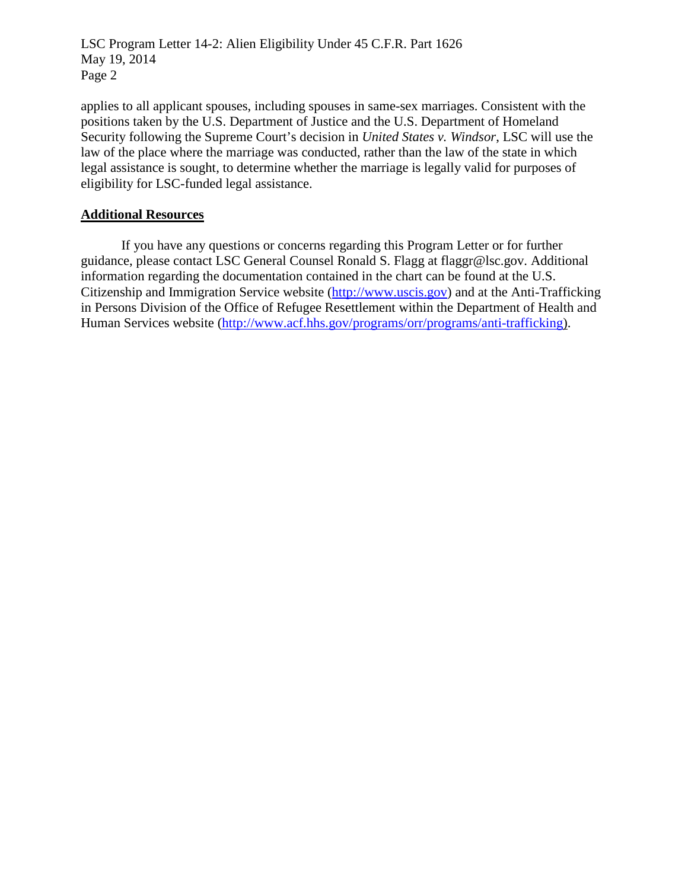applies to all applicant spouses, including spouses in same-sex marriages. Consistent with the positions taken by the U.S. Department of Justice and the U.S. Department of Homeland Security following the Supreme Court's decision in *United States v. Windsor*, LSC will use the law of the place where the marriage was conducted, rather than the law of the state in which legal assistance is sought, to determine whether the marriage is legally valid for purposes of eligibility for LSC-funded legal assistance.

## Additional Resources

If you have any questions or concerns regarding this Program Letter or for further guidance, please contact LSC General Counsel Ronald S. Flagg at flaggr@lsc.gov. Additional information regarding the documentation contained in the chart can be found at the U.S. Citizenship and Immigration Service website (http://www.uscis.gov) and at the Anti-Trafficking in Persons Division of the Office of Refugee Resettlement within the Department of Health and Human Services website (http://www.acf.hhs.gov/programs/orr/programs/anti-trafficking).